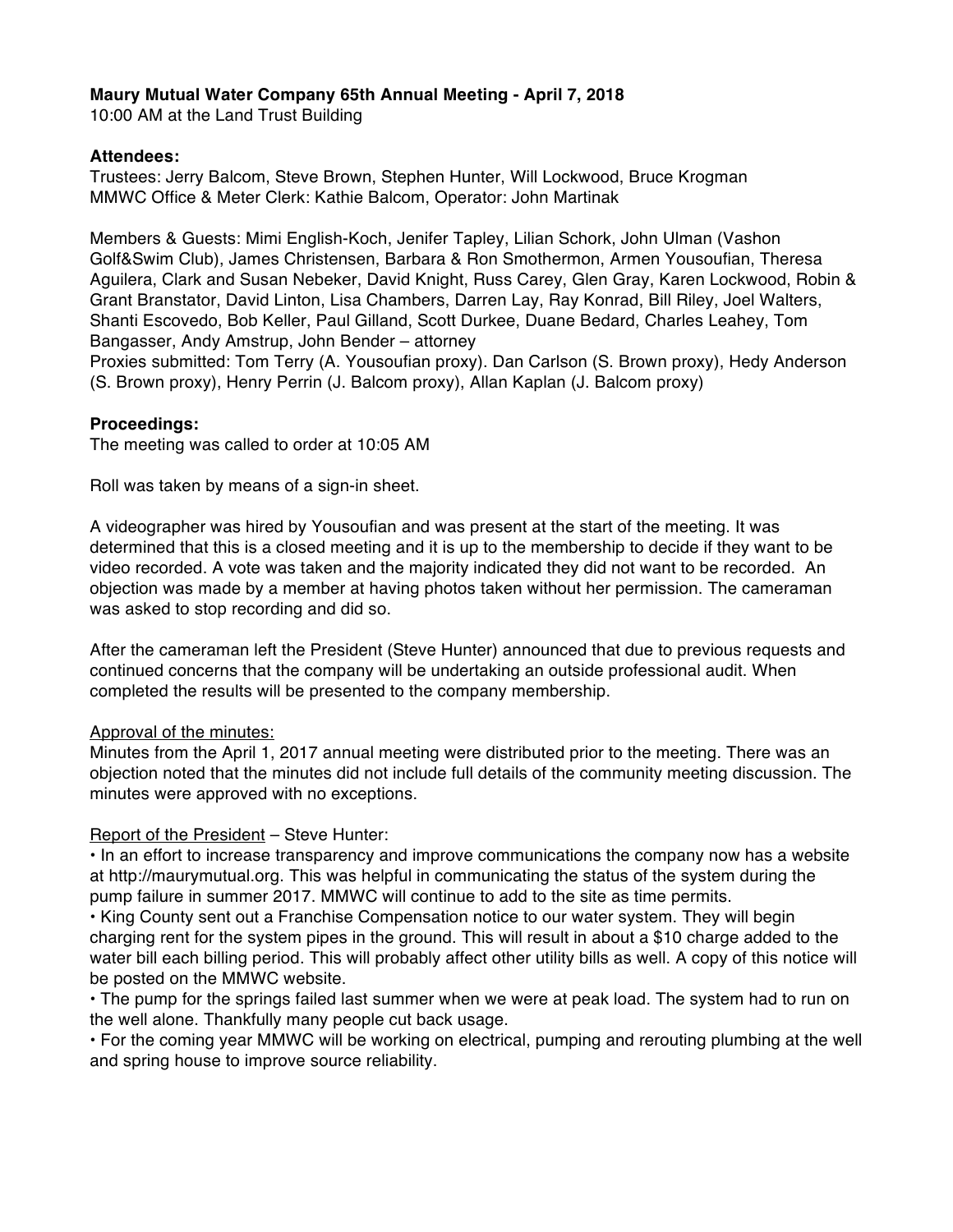**Maury Mutual Water Company 65th Annual Meeting - April 7, 2018**
10:00 AM at the Land Trust Building

**Attendees:**
Trustees: Jerry Balcom, Steve Brown, Stephen Hunter, Will Lockwood, Bruce Krogman
MMWC Office & Meter Clerk: Kathie Balcom, Operator: John Martinak

Members & Guests: Mimi English-Koch, Jenifer Tapley, Lilian Schork, John Ulman (Vashon Golf&Swim Club), James Christensen, Barbara & Ron Smothermon, Armen Yousoufian, Theresa Aguilera, Clark and Susan Nebeker, David Knight, Russ Carey, Glen Gray, Karen Lockwood, Robin & Grant Branstator, David Linton, Lisa Chambers, Darren Lay, Ray Konrad, Bill Riley, Joel Walters, Shanti Escovedo, Bob Keller, Paul Gilland, Scott Durkee, Duane Bedard, Charles Leahey, Tom Bangasser, Andy Amstrup, John Bender – attorney
Proxies submitted: Tom Terry (A. Yousoufian proxy). Dan Carlson (S. Brown proxy), Hedy Anderson (S. Brown proxy), Henry Perrin (J. Balcom proxy), Allan Kaplan (J. Balcom proxy)

**Proceedings:**
The meeting was called to order at 10:05 AM

Roll was taken by means of a sign-in sheet.

A videographer was hired by Yousoufian and was present at the start of the meeting. It was determined that this is a closed meeting and it is up to the membership to decide if they want to be video recorded. A vote was taken and the majority indicated they did not want to be recorded. An objection was made by a member at having photos taken without her permission. The cameraman was asked to stop recording and did so.

After the cameraman left the President (Steve Hunter) announced that due to previous requests and continued concerns that the company will be undertaking an outside professional audit. When completed the results will be presented to the company membership.

Approval of the minutes:
Minutes from the April 1, 2017 annual meeting were distributed prior to the meeting. There was an objection noted that the minutes did not include full details of the community meeting discussion. The minutes were approved with no exceptions.

Report of the President – Steve Hunter:
• In an effort to increase transparency and improve communications the company now has a website at http://maurymutual.org. This was helpful in communicating the status of the system during the pump failure in summer 2017. MMWC will continue to add to the site as time permits.
• King County sent out a Franchise Compensation notice to our water system. They will begin charging rent for the system pipes in the ground. This will result in about a $10 charge added to the water bill each billing period. This will probably affect other utility bills as well. A copy of this notice will be posted on the MMWC website.
• The pump for the springs failed last summer when we were at peak load. The system had to run on the well alone. Thankfully many people cut back usage.
• For the coming year MMWC will be working on electrical, pumping and rerouting plumbing at the well and spring house to improve source reliability.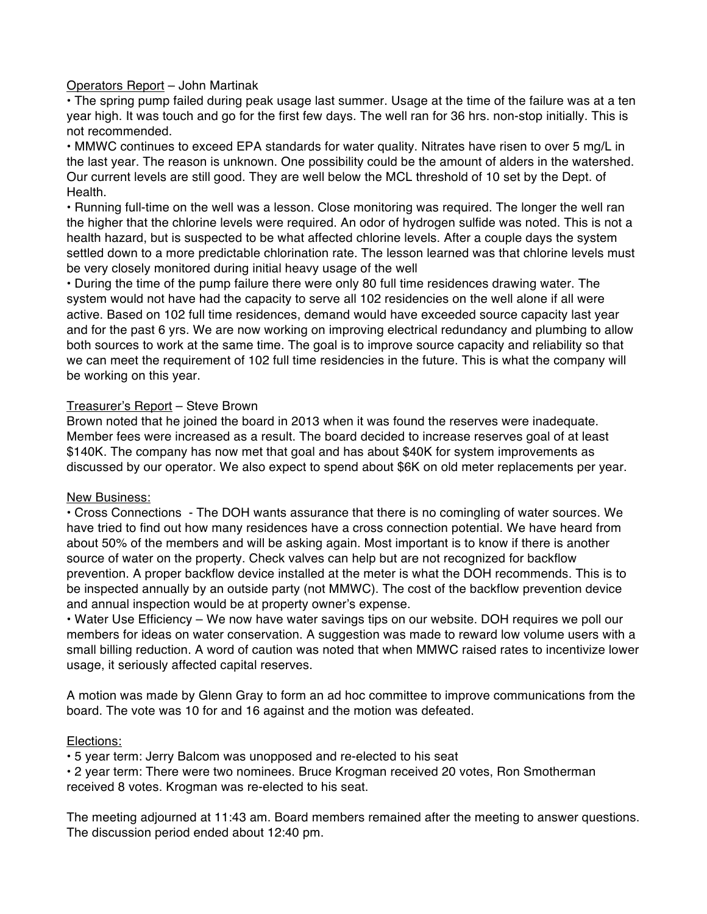Operators Report – John Martinak

• The spring pump failed during peak usage last summer. Usage at the time of the failure was at a ten year high. It was touch and go for the first few days. The well ran for 36 hrs. non-stop initially. This is not recommended.

• MMWC continues to exceed EPA standards for water quality. Nitrates have risen to over 5 mg/L in the last year. The reason is unknown. One possibility could be the amount of alders in the watershed. Our current levels are still good. They are well below the MCL threshold of 10 set by the Dept. of Health.

• Running full-time on the well was a lesson. Close monitoring was required. The longer the well ran the higher that the chlorine levels were required. An odor of hydrogen sulfide was noted. This is not a health hazard, but is suspected to be what affected chlorine levels. After a couple days the system settled down to a more predictable chlorination rate. The lesson learned was that chlorine levels must be very closely monitored during initial heavy usage of the well

• During the time of the pump failure there were only 80 full time residences drawing water. The system would not have had the capacity to serve all 102 residencies on the well alone if all were active. Based on 102 full time residences, demand would have exceeded source capacity last year and for the past 6 yrs. We are now working on improving electrical redundancy and plumbing to allow both sources to work at the same time. The goal is to improve source capacity and reliability so that we can meet the requirement of 102 full time residencies in the future. This is what the company will be working on this year.

Treasurer's Report – Steve Brown

Brown noted that he joined the board in 2013 when it was found the reserves were inadequate. Member fees were increased as a result. The board decided to increase reserves goal of at least $140K. The company has now met that goal and has about $40K for system improvements as discussed by our operator. We also expect to spend about $6K on old meter replacements per year.

New Business:

• Cross Connections - The DOH wants assurance that there is no comingling of water sources. We have tried to find out how many residences have a cross connection potential. We have heard from about 50% of the members and will be asking again. Most important is to know if there is another source of water on the property. Check valves can help but are not recognized for backflow prevention. A proper backflow device installed at the meter is what the DOH recommends. This is to be inspected annually by an outside party (not MMWC). The cost of the backflow prevention device and annual inspection would be at property owner's expense.

• Water Use Efficiency – We now have water savings tips on our website. DOH requires we poll our members for ideas on water conservation. A suggestion was made to reward low volume users with a small billing reduction. A word of caution was noted that when MMWC raised rates to incentivize lower usage, it seriously affected capital reserves.

A motion was made by Glenn Gray to form an ad hoc committee to improve communications from the board. The vote was 10 for and 16 against and the motion was defeated.

Elections:

• 5 year term: Jerry Balcom was unopposed and re-elected to his seat

• 2 year term: There were two nominees. Bruce Krogman received 20 votes, Ron Smotherman received 8 votes. Krogman was re-elected to his seat.

The meeting adjourned at 11:43 am. Board members remained after the meeting to answer questions. The discussion period ended about 12:40 pm.